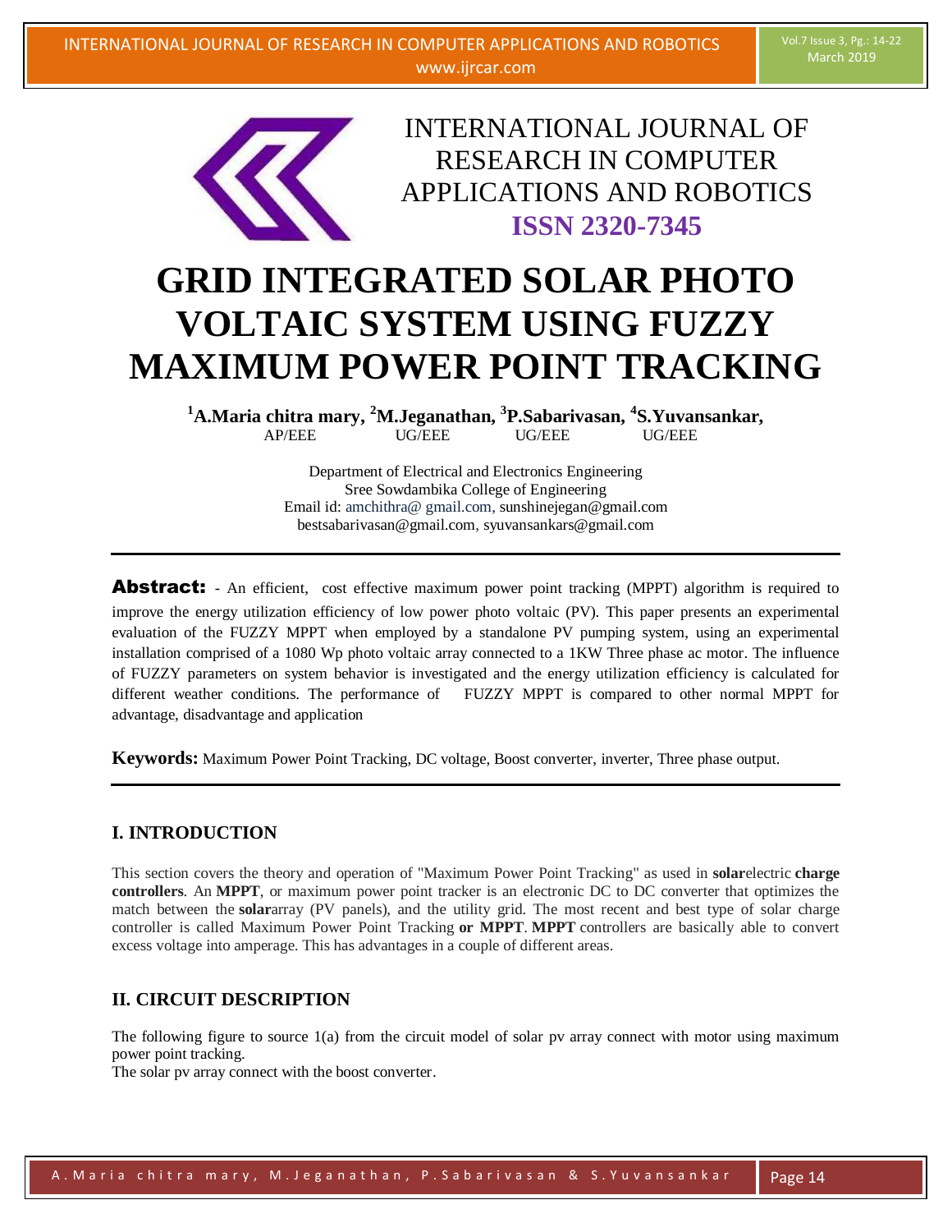# INTERNATIONAL JOURNAL OF RESEARCH IN COMPUTER APPLICATIONS AND ROBOTICS

**ISSN 2320-7345**

# GRID INTEGRATED SOLAR PHOTO VOLTAIC SYSTEM USING FUZZY MAXIMUM POWER POINT TRACKING

**[1]A.Maria chitra mary, [2]M.Jeganathan, [3]P.Sabarivasan, [4]S.Yuvansankar,**
AP/EEE UG/EEE UG/EEE UG/EEE

Department of Electrical and Electronics Engineering
Sree Sowdambika College of Engineering
Email id: amchithra@ gmail.com, sunshinejegan@gmail.com
bestsabarivasan@gmail.com, syuvansankars@gmail.com

---

**Abstract:** - An efficient, cost effective maximum power point tracking (MPPT) algorithm is required to improve the energy utilization efficiency of low power photo voltaic (PV). This paper presents an experimental evaluation of the FUZZY MPPT when employed by a standalone PV pumping system, using an experimental installation comprised of a 1080 Wp photo voltaic array connected to a 1KW Three phase ac motor. The influence of FUZZY parameters on system behavior is investigated and the energy utilization efficiency is calculated for different weather conditions. The performance of FUZZY MPPT is compared to other normal MPPT for advantage, disadvantage and application

**Keywords:** Maximum Power Point Tracking, DC voltage, Boost converter, inverter, Three phase output.

---

## I. INTRODUCTION

This section covers the theory and operation of "Maximum Power Point Tracking" as used in **solar**electric **charge controllers**. An **MPPT**, or maximum power point tracker is an electronic DC to DC converter that optimizes the match between the **solar**array (PV panels), and the utility grid. The most recent and best type of solar charge controller is called Maximum Power Point Tracking **or MPPT**. **MPPT** controllers are basically able to convert excess voltage into amperage. This has advantages in a couple of different areas.

## II. CIRCUIT DESCRIPTION

The following figure to source 1(a) from the circuit model of solar pv array connect with motor using maximum power point tracking.
The solar pv array connect with the boost converter.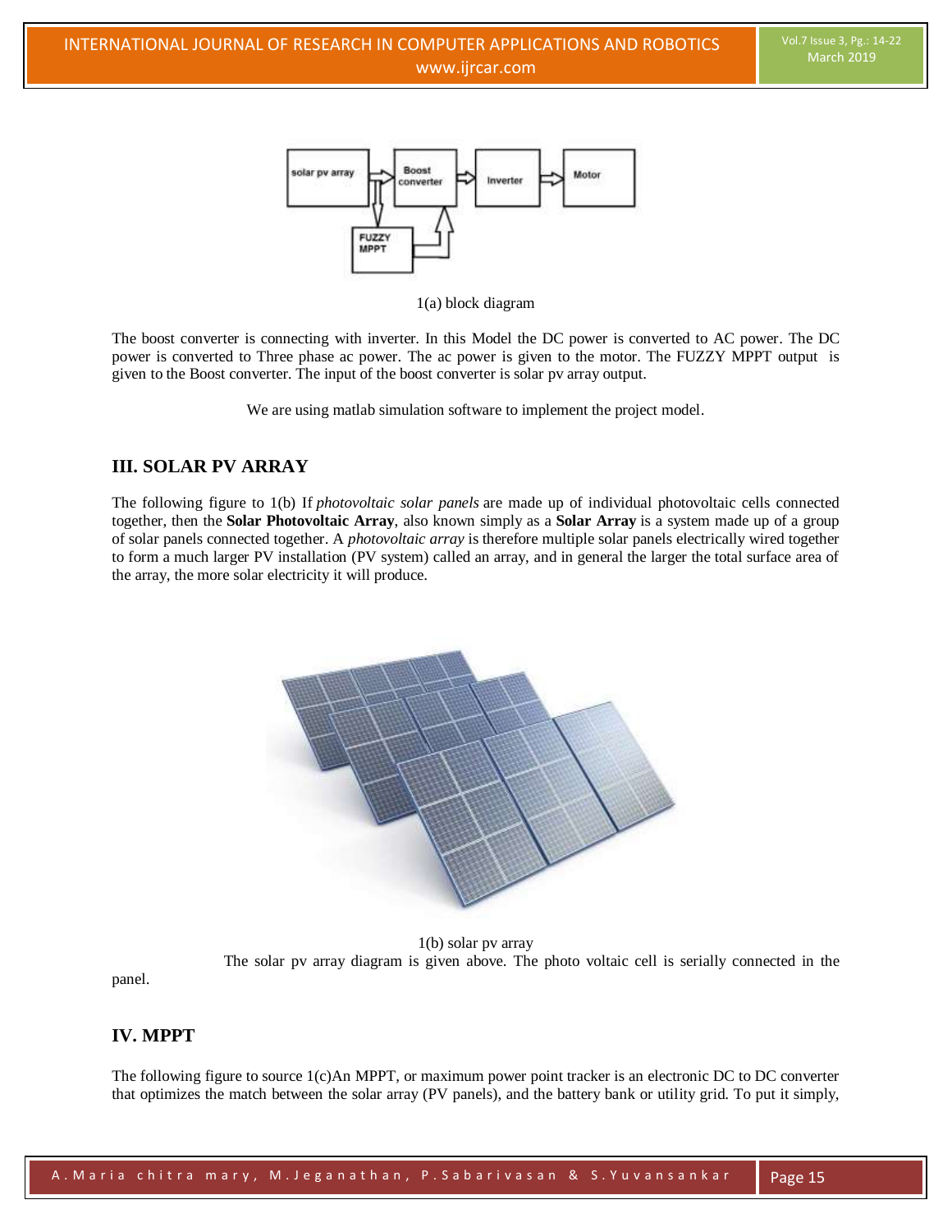1(a) block diagram

The boost converter is connecting with inverter. In this Model the DC power is converted to AC power. The DC power is converted to Three phase ac power. The ac power is given to the motor. The FUZZY MPPT output is given to the Boost converter. The input of the boost converter is solar pv array output.

We are using matlab simulation software to implement the project model.

## III. SOLAR PV ARRAY

The following figure to 1(b) If *photovoltaic solar panels* are made up of individual photovoltaic cells connected together, then the **Solar Photovoltaic Array**, also known simply as a **Solar Array** is a system made up of a group of solar panels connected together. A *photovoltaic array* is therefore multiple solar panels electrically wired together to form a much larger PV installation (PV system) called an array, and in general the larger the total surface area of the array, the more solar electricity it will produce.

1(b) solar pv array

The solar pv array diagram is given above. The photo voltaic cell is serially connected in the panel.

## IV. MPPT

The following figure to source 1(c)An MPPT, or maximum power point tracker is an electronic DC to DC converter that optimizes the match between the solar array (PV panels), and the battery bank or utility grid. To put it simply,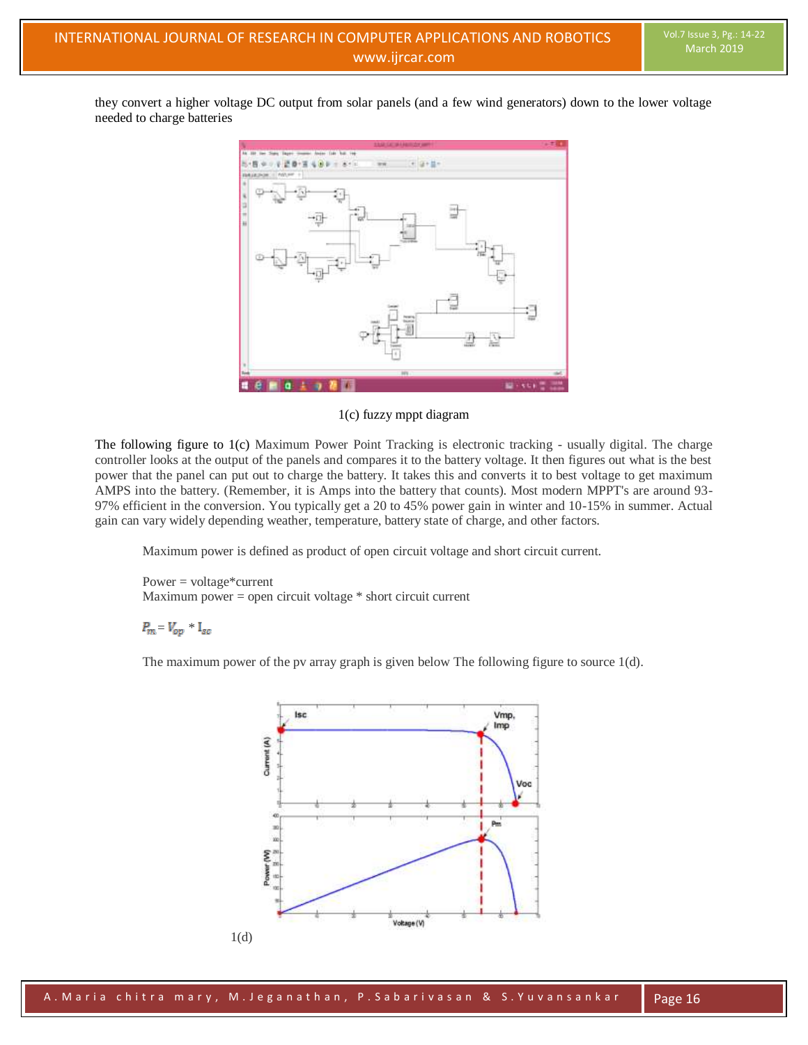they convert a higher voltage DC output from solar panels (and a few wind generators) down to the lower voltage needed to charge batteries

1(c) fuzzy mppt diagram

The following figure to 1(c) Maximum Power Point Tracking is electronic tracking - usually digital. The charge controller looks at the output of the panels and compares it to the battery voltage. It then figures out what is the best power that the panel can put out to charge the battery. It takes this and converts it to best voltage to get maximum AMPS into the battery. (Remember, it is Amps into the battery that counts). Most modern MPPT's are around 93-97% efficient in the conversion. You typically get a 20 to 45% power gain in winter and 10-15% in summer. Actual gain can vary widely depending weather, temperature, battery state of charge, and other factors.

Maximum power is defined as product of open circuit voltage and short circuit current.

Power = voltage*current
Maximum power = open circuit voltage * short circuit current

$$P_m = V_{op} * I_{sc}$$

The maximum power of the pv array graph is given below The following figure to source 1(d).

1(d)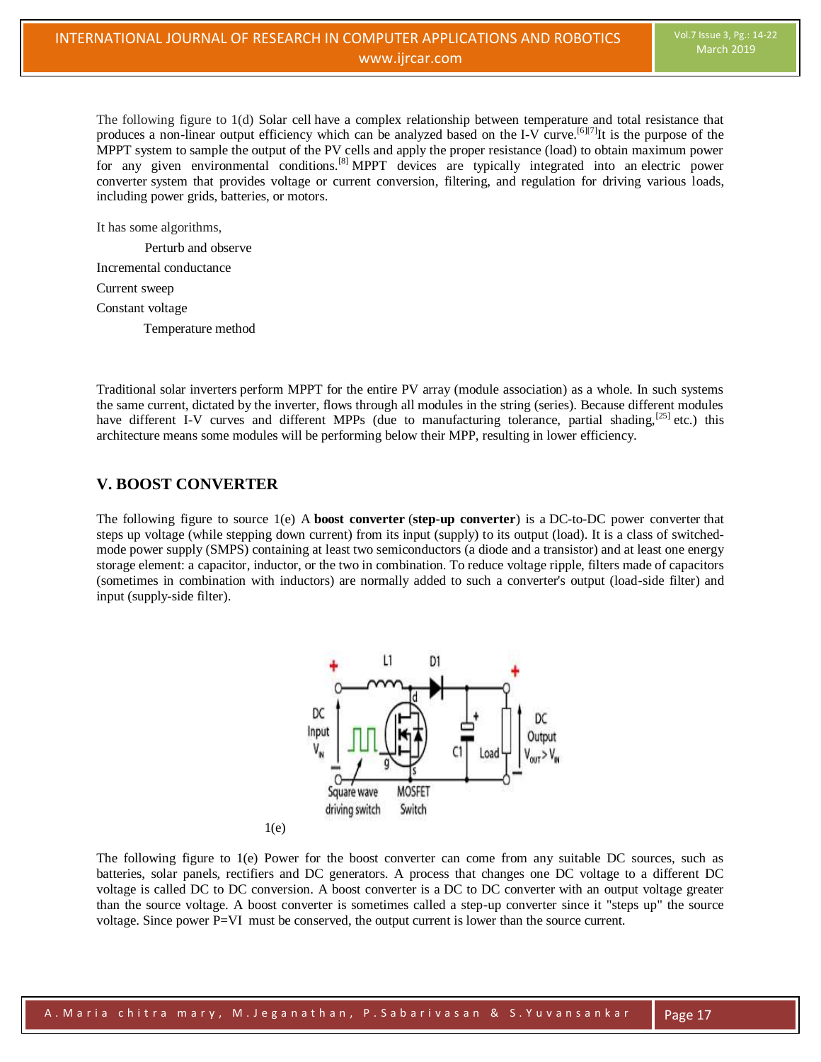The following figure to 1(d) Solar cell have a complex relationship between temperature and total resistance that produces a non-linear output efficiency which can be analyzed based on the I-V curve.[6][7]It is the purpose of the MPPT system to sample the output of the PV cells and apply the proper resistance (load) to obtain maximum power for any given environmental conditions.[8] MPPT devices are typically integrated into an electric power converter system that provides voltage or current conversion, filtering, and regulation for driving various loads, including power grids, batteries, or motors.

It has some algorithms,

Perturb and observe

Incremental conductance

Current sweep

Constant voltage

Temperature method

Traditional solar inverters perform MPPT for the entire PV array (module association) as a whole. In such systems the same current, dictated by the inverter, flows through all modules in the string (series). Because different modules have different I-V curves and different MPPs (due to manufacturing tolerance, partial shading,[25] etc.) this architecture means some modules will be performing below their MPP, resulting in lower efficiency.

## V. BOOST CONVERTER

The following figure to source 1(e) A **boost converter** (**step-up converter**) is a DC-to-DC power converter that steps up voltage (while stepping down current) from its input (supply) to its output (load). It is a class of switched-mode power supply (SMPS) containing at least two semiconductors (a diode and a transistor) and at least one energy storage element: a capacitor, inductor, or the two in combination. To reduce voltage ripple, filters made of capacitors (sometimes in combination with inductors) are normally added to such a converter's output (load-side filter) and input (supply-side filter).

1(e)

The following figure to 1(e) Power for the boost converter can come from any suitable DC sources, such as batteries, solar panels, rectifiers and DC generators. A process that changes one DC voltage to a different DC voltage is called DC to DC conversion. A boost converter is a DC to DC converter with an output voltage greater than the source voltage. A boost converter is sometimes called a step-up converter since it "steps up" the source voltage. Since power $P=VI$ must be conserved, the output current is lower than the source current.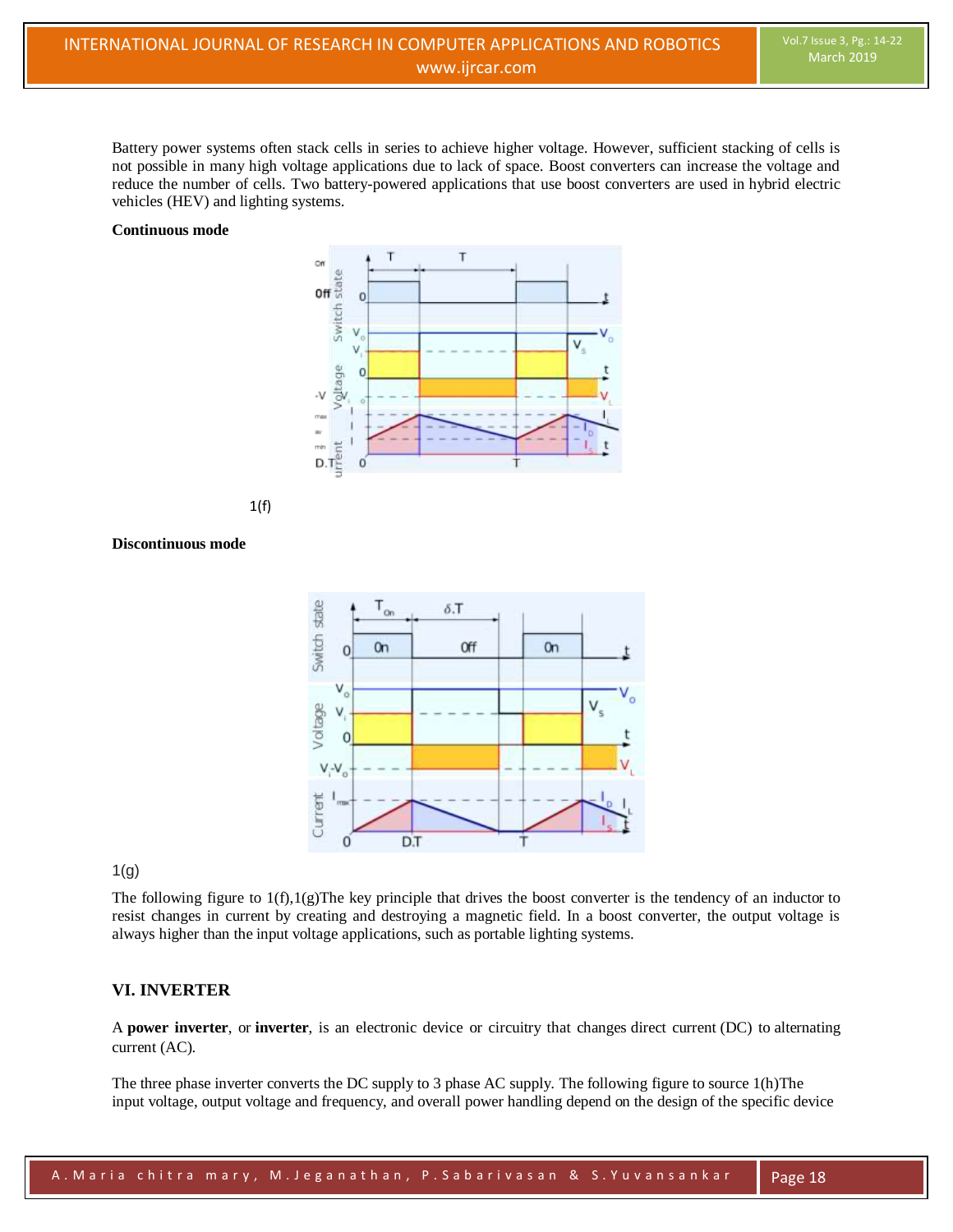Battery power systems often stack cells in series to achieve higher voltage. However, sufficient stacking of cells is not possible in many high voltage applications due to lack of space. Boost converters can increase the voltage and reduce the number of cells. Two battery-powered applications that use boost converters are used in hybrid electric vehicles (HEV) and lighting systems.

**Continuous mode**

1(f)

**Discontinuous mode**

1(g)

The following figure to 1(f),1(g)The key principle that drives the boost converter is the tendency of an inductor to resist changes in current by creating and destroying a magnetic field. In a boost converter, the output voltage is always higher than the input voltage applications, such as portable lighting systems.

## VI. INVERTER

A **power inverter**, or **inverter**, is an electronic device or circuitry that changes direct current (DC) to alternating current (AC).

The three phase inverter converts the DC supply to 3 phase AC supply. The following figure to source 1(h)The input voltage, output voltage and frequency, and overall power handling depend on the design of the specific device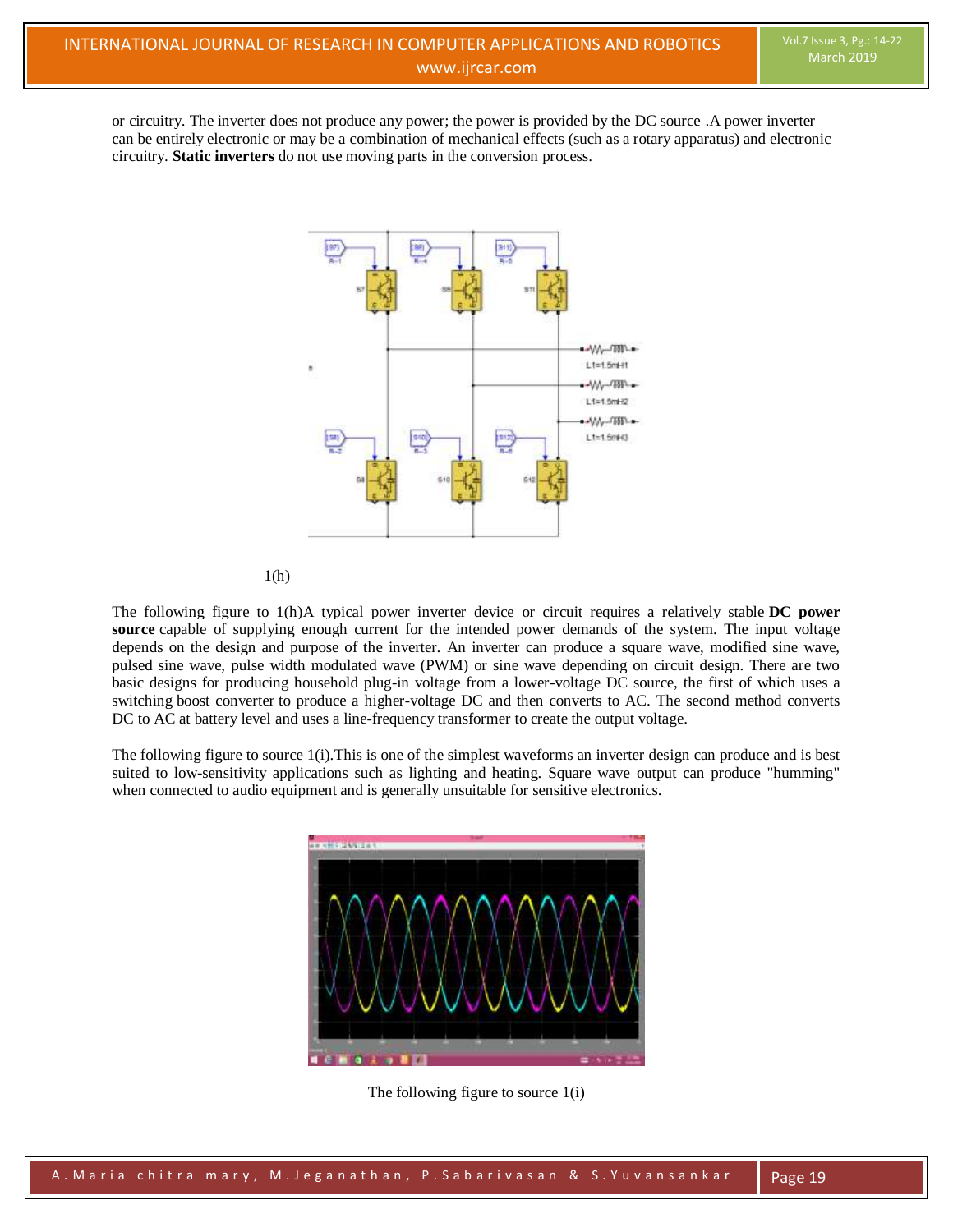or circuitry. The inverter does not produce any power; the power is provided by the DC source .A power inverter can be entirely electronic or may be a combination of mechanical effects (such as a rotary apparatus) and electronic circuitry. **Static inverters** do not use moving parts in the conversion process.

1(h)

The following figure to 1(h)A typical power inverter device or circuit requires a relatively stable **DC power source** capable of supplying enough current for the intended power demands of the system. The input voltage depends on the design and purpose of the inverter. An inverter can produce a square wave, modified sine wave, pulsed sine wave, pulse width modulated wave (PWM) or sine wave depending on circuit design. There are two basic designs for producing household plug-in voltage from a lower-voltage DC source, the first of which uses a switching boost converter to produce a higher-voltage DC and then converts to AC. The second method converts DC to AC at battery level and uses a line-frequency transformer to create the output voltage.

The following figure to source 1(i).This is one of the simplest waveforms an inverter design can produce and is best suited to low-sensitivity applications such as lighting and heating. Square wave output can produce "humming" when connected to audio equipment and is generally unsuitable for sensitive electronics.

The following figure to source 1(i)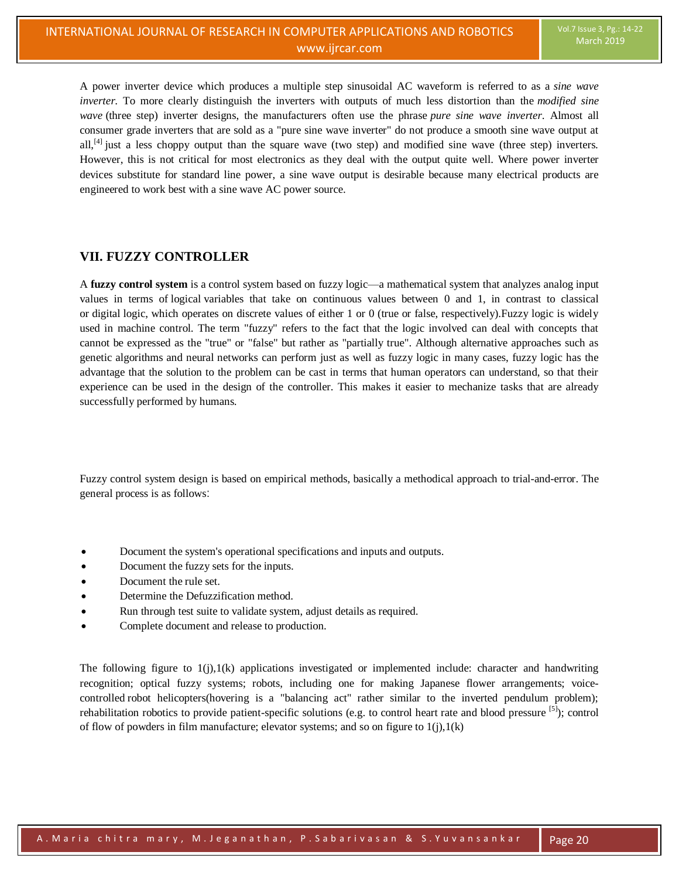A power inverter device which produces a multiple step sinusoidal AC waveform is referred to as a *sine wave inverter*. To more clearly distinguish the inverters with outputs of much less distortion than the *modified sine wave* (three step) inverter designs, the manufacturers often use the phrase *pure sine wave inverter*. Almost all consumer grade inverters that are sold as a "pure sine wave inverter" do not produce a smooth sine wave output at all,[4] just a less choppy output than the square wave (two step) and modified sine wave (three step) inverters. However, this is not critical for most electronics as they deal with the output quite well. Where power inverter devices substitute for standard line power, a sine wave output is desirable because many electrical products are engineered to work best with a sine wave AC power source.

## VII. FUZZY CONTROLLER

A **fuzzy control system** is a control system based on fuzzy logic—a mathematical system that analyzes analog input values in terms of logical variables that take on continuous values between 0 and 1, in contrast to classical or digital logic, which operates on discrete values of either 1 or 0 (true or false, respectively).Fuzzy logic is widely used in machine control. The term "fuzzy" refers to the fact that the logic involved can deal with concepts that cannot be expressed as the "true" or "false" but rather as "partially true". Although alternative approaches such as genetic algorithms and neural networks can perform just as well as fuzzy logic in many cases, fuzzy logic has the advantage that the solution to the problem can be cast in terms that human operators can understand, so that their experience can be used in the design of the controller. This makes it easier to mechanize tasks that are already successfully performed by humans.

Fuzzy control system design is based on empirical methods, basically a methodical approach to trial-and-error. The general process is as follows:

- Document the system's operational specifications and inputs and outputs.
- Document the fuzzy sets for the inputs.
- Document the rule set.
- Determine the Defuzzification method.
- Run through test suite to validate system, adjust details as required.
- Complete document and release to production.

The following figure to 1(j),1(k) applications investigated or implemented include: character and handwriting recognition; optical fuzzy systems; robots, including one for making Japanese flower arrangements; voice-controlled robot helicopters(hovering is a "balancing act" rather similar to the inverted pendulum problem); rehabilitation robotics to provide patient-specific solutions (e.g. to control heart rate and blood pressure [5]); control of flow of powders in film manufacture; elevator systems; and so on figure to 1(j),1(k)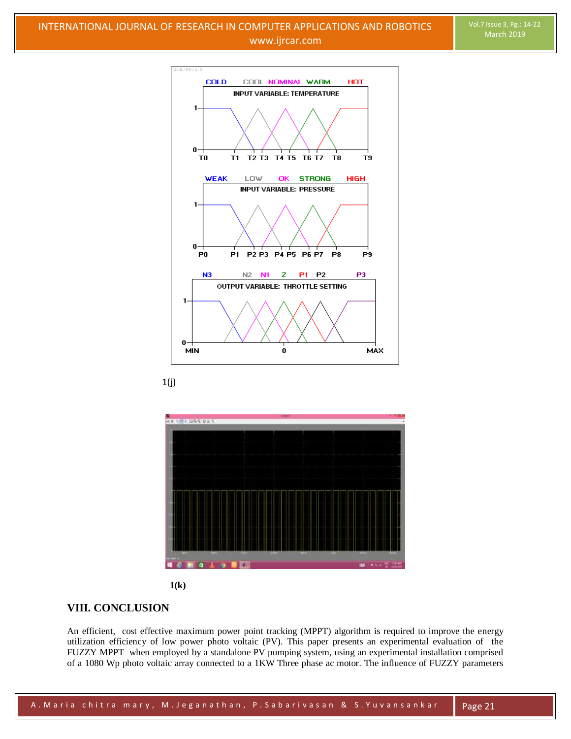1(j)

1(k)

## VIII. CONCLUSION

An efficient, cost effective maximum power point tracking (MPPT) algorithm is required to improve the energy utilization efficiency of low power photo voltaic (PV). This paper presents an experimental evaluation of the FUZZY MPPT when employed by a standalone PV pumping system, using an experimental installation comprised of a 1080 Wp photo voltaic array connected to a 1KW Three phase ac motor. The influence of FUZZY parameters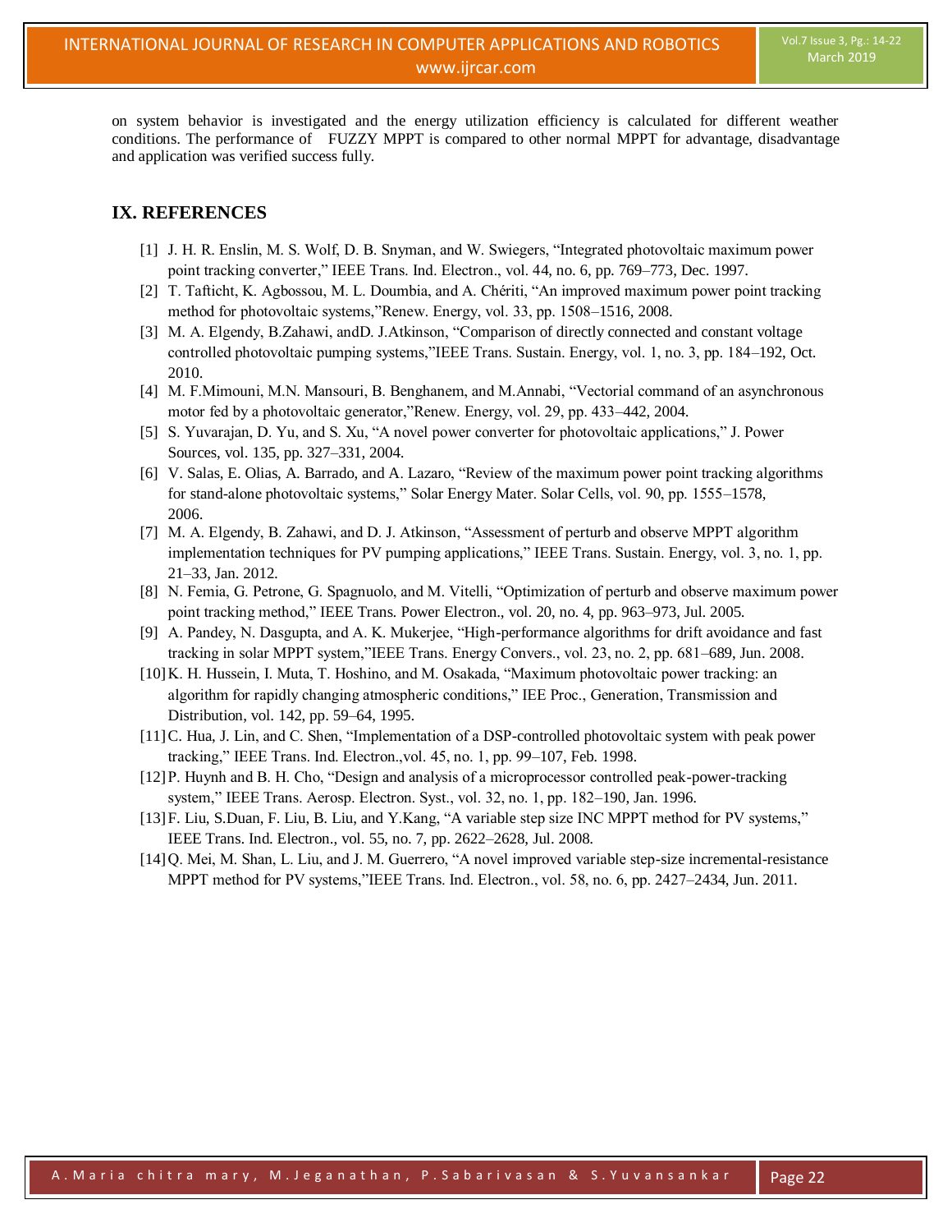on system behavior is investigated and the energy utilization efficiency is calculated for different weather conditions. The performance of FUZZY MPPT is compared to other normal MPPT for advantage, disadvantage and application was verified success fully.

## IX. REFERENCES

[1] J. H. R. Enslin, M. S. Wolf, D. B. Snyman, and W. Swiegers, “Integrated photovoltaic maximum power point tracking converter,” IEEE Trans. Ind. Electron., vol. 44, no. 6, pp. 769–773, Dec. 1997.

[2] T. Tafticht, K. Agbossou, M. L. Doumbia, and A. Chériti, “An improved maximum power point tracking method for photovoltaic systems,”Renew. Energy, vol. 33, pp. 1508–1516, 2008.

[3] M. A. Elgendy, B.Zahawi, andD. J.Atkinson, “Comparison of directly connected and constant voltage controlled photovoltaic pumping systems,”IEEE Trans. Sustain. Energy, vol. 1, no. 3, pp. 184–192, Oct. 2010.

[4] M. F.Mimouni, M.N. Mansouri, B. Benghanem, and M.Annabi, “Vectorial command of an asynchronous motor fed by a photovoltaic generator,”Renew. Energy, vol. 29, pp. 433–442, 2004.

[5] S. Yuvarajan, D. Yu, and S. Xu, “A novel power converter for photovoltaic applications,” J. Power Sources, vol. 135, pp. 327–331, 2004.

[6] V. Salas, E. Olias, A. Barrado, and A. Lazaro, “Review of the maximum power point tracking algorithms for stand-alone photovoltaic systems,” Solar Energy Mater. Solar Cells, vol. 90, pp. 1555–1578, 2006.

[7] M. A. Elgendy, B. Zahawi, and D. J. Atkinson, “Assessment of perturb and observe MPPT algorithm implementation techniques for PV pumping applications,” IEEE Trans. Sustain. Energy, vol. 3, no. 1, pp. 21–33, Jan. 2012.

[8] N. Femia, G. Petrone, G. Spagnuolo, and M. Vitelli, “Optimization of perturb and observe maximum power point tracking method,” IEEE Trans. Power Electron., vol. 20, no. 4, pp. 963–973, Jul. 2005.

[9] A. Pandey, N. Dasgupta, and A. K. Mukerjee, “High-performance algorithms for drift avoidance and fast tracking in solar MPPT system,”IEEE Trans. Energy Convers., vol. 23, no. 2, pp. 681–689, Jun. 2008.

[10] K. H. Hussein, I. Muta, T. Hoshino, and M. Osakada, “Maximum photovoltaic power tracking: an algorithm for rapidly changing atmospheric conditions,” IEE Proc., Generation, Transmission and Distribution, vol. 142, pp. 59–64, 1995.

[11] C. Hua, J. Lin, and C. Shen, “Implementation of a DSP-controlled photovoltaic system with peak power tracking,” IEEE Trans. Ind. Electron.,vol. 45, no. 1, pp. 99–107, Feb. 1998.

[12] P. Huynh and B. H. Cho, “Design and analysis of a microprocessor controlled peak-power-tracking system,” IEEE Trans. Aerosp. Electron. Syst., vol. 32, no. 1, pp. 182–190, Jan. 1996.

[13] F. Liu, S.Duan, F. Liu, B. Liu, and Y.Kang, “A variable step size INC MPPT method for PV systems,” IEEE Trans. Ind. Electron., vol. 55, no. 7, pp. 2622–2628, Jul. 2008.

[14] Q. Mei, M. Shan, L. Liu, and J. M. Guerrero, “A novel improved variable step-size incremental-resistance MPPT method for PV systems,”IEEE Trans. Ind. Electron., vol. 58, no. 6, pp. 2427–2434, Jun. 2011.